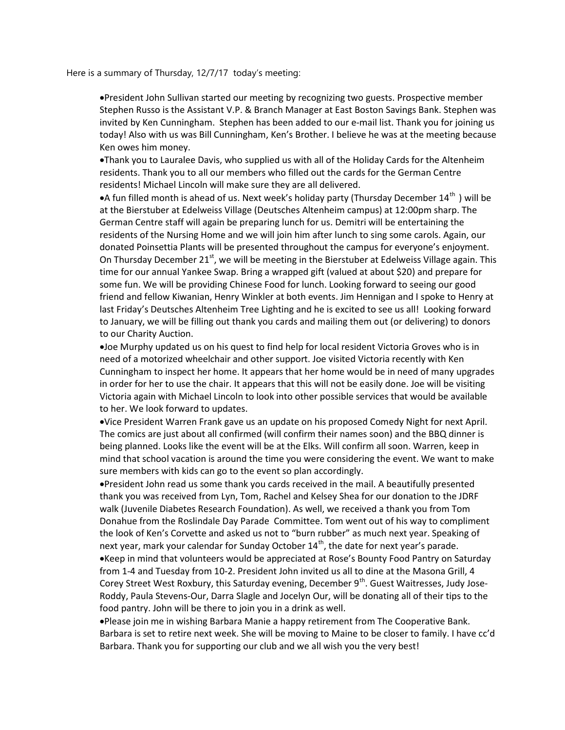Here is a summary of Thursday, 12/7/17 today's meeting:

- President John Sullivan started our meeting by recognizing two guests. Prospective member Stephen Russo is the Assistant V.P. & Branch Manager at East Boston Savings Bank. Stephen was invited by Ken Cunningham. Stephen has been added to our e-mail list. Thank you for joining us today! Also with us was Bill Cunningham, Ken's Brother. I believe he was at the meeting because Ken owes him money.
- Thank you to Lauralee Davis, who supplied us with all of the Holiday Cards for the Altenheim residents. Thank you to all our members who filled out the cards for the German Centre residents! Michael Lincoln will make sure they are all delivered.
- A fun filled month is ahead of us. Next week's holiday party (Thursday December 14th ) will be at the Bierstuber at Edelweiss Village (Deutsches Altenheim campus) at 12:00pm sharp. The German Centre staff will again be preparing lunch for us. Demitri will be entertaining the residents of the Nursing Home and we will join him after lunch to sing some carols. Again, our donated Poinsettia Plants will be presented throughout the campus for everyone's enjoyment. On Thursday December 21st, we will be meeting in the Bierstuber at Edelweiss Village again. This time for our annual Yankee Swap. Bring a wrapped gift (valued at about $20) and prepare for some fun. We will be providing Chinese Food for lunch. Looking forward to seeing our good friend and fellow Kiwanian, Henry Winkler at both events. Jim Hennigan and I spoke to Henry at last Friday's Deutsches Altenheim Tree Lighting and he is excited to see us all! Looking forward to January, we will be filling out thank you cards and mailing them out (or delivering) to donors to our Charity Auction.
- Joe Murphy updated us on his quest to find help for local resident Victoria Groves who is in need of a motorized wheelchair and other support. Joe visited Victoria recently with Ken Cunningham to inspect her home. It appears that her home would be in need of many upgrades in order for her to use the chair. It appears that this will not be easily done. Joe will be visiting Victoria again with Michael Lincoln to look into other possible services that would be available to her. We look forward to updates.
- Vice President Warren Frank gave us an update on his proposed Comedy Night for next April. The comics are just about all confirmed (will confirm their names soon) and the BBQ dinner is being planned. Looks like the event will be at the Elks. Will confirm all soon. Warren, keep in mind that school vacation is around the time you were considering the event. We want to make sure members with kids can go to the event so plan accordingly.
- President John read us some thank you cards received in the mail. A beautifully presented thank you was received from Lyn, Tom, Rachel and Kelsey Shea for our donation to the JDRF walk (Juvenile Diabetes Research Foundation). As well, we received a thank you from Tom Donahue from the Roslindale Day Parade Committee. Tom went out of his way to compliment the look of Ken's Corvette and asked us not to "burn rubber" as much next year. Speaking of next year, mark your calendar for Sunday October 14th, the date for next year's parade.
- Keep in mind that volunteers would be appreciated at Rose's Bounty Food Pantry on Saturday from 1-4 and Tuesday from 10-2. President John invited us all to dine at the Masona Grill, 4 Corey Street West Roxbury, this Saturday evening, December 9th. Guest Waitresses, Judy Jose-Roddy, Paula Stevens-Our, Darra Slagle and Jocelyn Our, will be donating all of their tips to the food pantry. John will be there to join you in a drink as well.
- Please join me in wishing Barbara Manie a happy retirement from The Cooperative Bank. Barbara is set to retire next week. She will be moving to Maine to be closer to family. I have cc'd Barbara. Thank you for supporting our club and we all wish you the very best!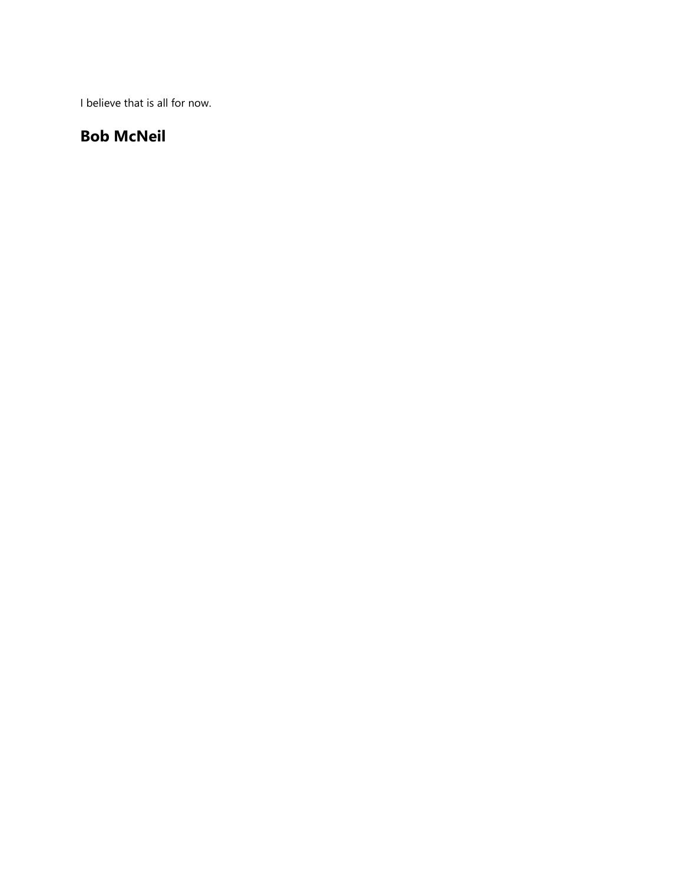I believe that is all for now.

**Bob McNeil**